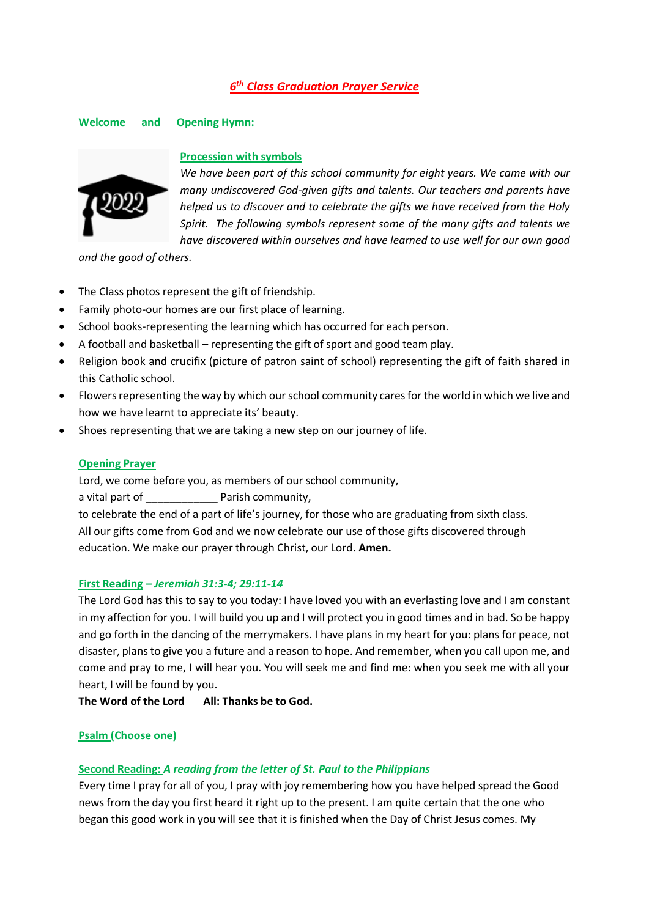# *6th Class Graduation Prayer Service*

## Welcome and Opening Hymn:

### Procession with symbols

*We have been part of this school community for eight years. We came with our many undiscovered God-given gifts and talents. Our teachers and parents have helped us to discover and to celebrate the gifts we have received from the Holy Spirit. The following symbols represent some of the many gifts and talents we have discovered within ourselves and have learned to use well for our own good and the good of others.*

- The Class photos represent the gift of friendship.
- Family photo-our homes are our first place of learning.
- School books-representing the learning which has occurred for each person.
- A football and basketball – representing the gift of sport and good team play.
- Religion book and crucifix (picture of patron saint of school) representing the gift of faith shared in this Catholic school.
- Flowers representing the way by which our school community cares for the world in which we live and how we have learnt to appreciate its' beauty.
- Shoes representing that we are taking a new step on our journey of life.

### Opening Prayer

Lord, we come before you, as members of our school community,
a vital part of ____________ Parish community,
to celebrate the end of a part of life's journey, for those who are graduating from sixth class.
All our gifts come from God and we now celebrate our use of those gifts discovered through education. We make our prayer through Christ, our Lord**. Amen.**

### First Reading *– Jeremiah 31:3-4; 29:11-14*

The Lord God has this to say to you today: I have loved you with an everlasting love and I am constant in my affection for you. I will build you up and I will protect you in good times and in bad. So be happy and go forth in the dancing of the merrymakers. I have plans in my heart for you: plans for peace, not disaster, plans to give you a future and a reason to hope. And remember, when you call upon me, and come and pray to me, I will hear you. You will seek me and find me: when you seek me with all your heart, I will be found by you.

**The Word of the Lord All: Thanks be to God.**

### Psalm (Choose one)

### Second Reading: *A reading from the letter of St. Paul to the Philippians*

Every time I pray for all of you, I pray with joy remembering how you have helped spread the Good news from the day you first heard it right up to the present. I am quite certain that the one who began this good work in you will see that it is finished when the Day of Christ Jesus comes. My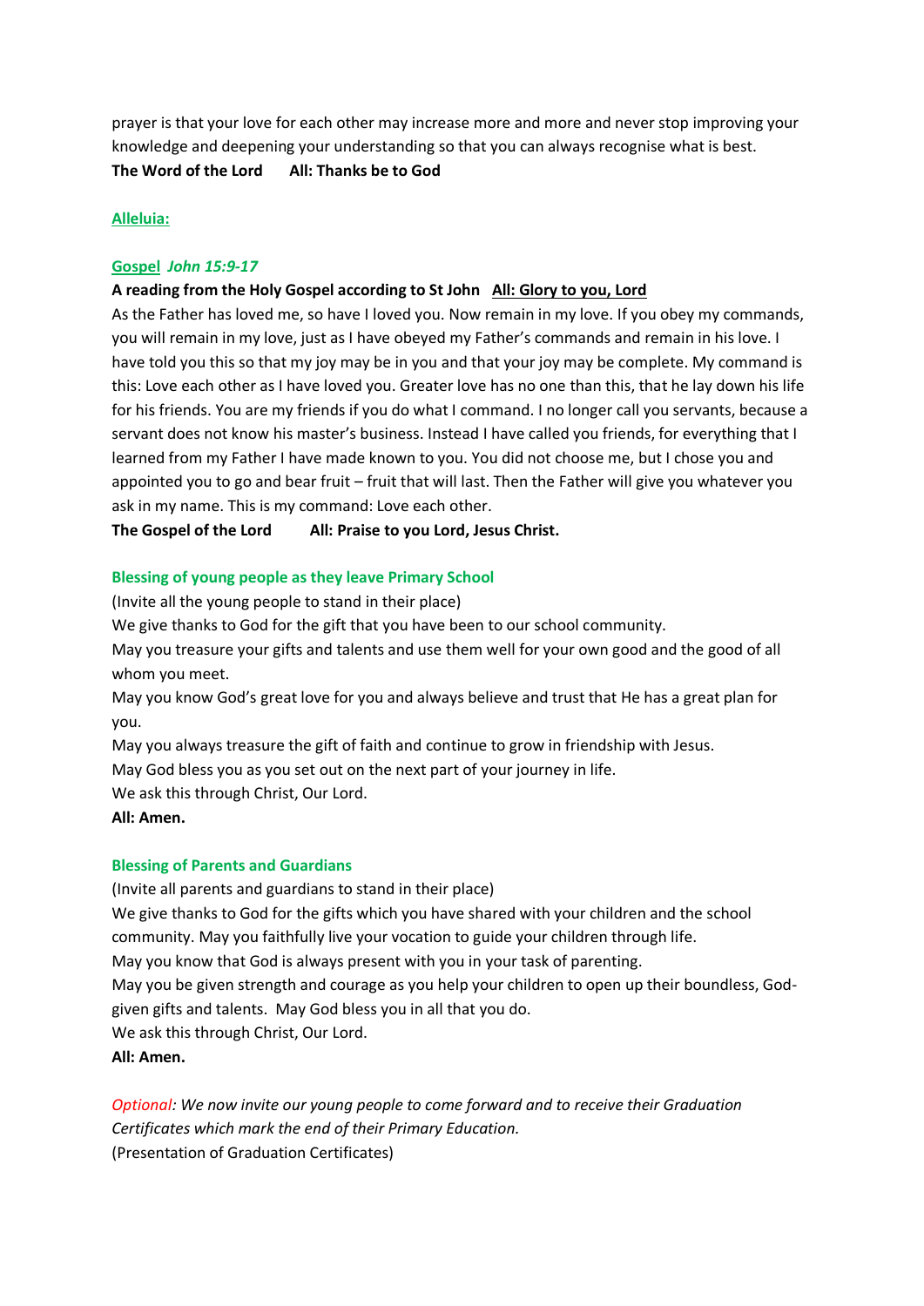prayer is that your love for each other may increase more and more and never stop improving your knowledge and deepening your understanding so that you can always recognise what is best.

**The Word of the Lord      All: Thanks be to God**

**Alleluia:**

**Gospel** ***John 15:9-17***

**A reading from the Holy Gospel according to St John   All: Glory to you, Lord**

As the Father has loved me, so have I loved you. Now remain in my love. If you obey my commands, you will remain in my love, just as I have obeyed my Father's commands and remain in his love. I have told you this so that my joy may be in you and that your joy may be complete. My command is this: Love each other as I have loved you. Greater love has no one than this, that he lay down his life for his friends. You are my friends if you do what I command. I no longer call you servants, because a servant does not know his master's business. Instead I have called you friends, for everything that I learned from my Father I have made known to you. You did not choose me, but I chose you and appointed you to go and bear fruit – fruit that will last. Then the Father will give you whatever you ask in my name. This is my command: Love each other.

**The Gospel of the Lord      All: Praise to you Lord, Jesus Christ.**

**Blessing of young people as they leave Primary School**

(Invite all the young people to stand in their place)

We give thanks to God for the gift that you have been to our school community.

May you treasure your gifts and talents and use them well for your own good and the good of all whom you meet.

May you know God's great love for you and always believe and trust that He has a great plan for you.

May you always treasure the gift of faith and continue to grow in friendship with Jesus.

May God bless you as you set out on the next part of your journey in life.

We ask this through Christ, Our Lord.

**All: Amen.**

**Blessing of Parents and Guardians**

(Invite all parents and guardians to stand in their place)

We give thanks to God for the gifts which you have shared with your children and the school community. May you faithfully live your vocation to guide your children through life.

May you know that God is always present with you in your task of parenting.

May you be given strength and courage as you help your children to open up their boundless, God-given gifts and talents. May God bless you in all that you do.

We ask this through Christ, Our Lord.

**All: Amen.**

*Optional: We now invite our young people to come forward and to receive their Graduation Certificates which mark the end of their Primary Education.*

(Presentation of Graduation Certificates)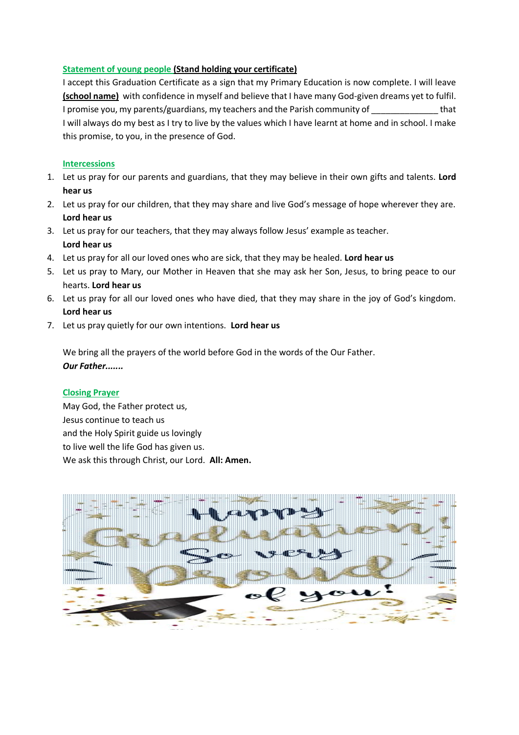**Statement of young people** **(Stand holding your certificate)**

I accept this Graduation Certificate as a sign that my Primary Education is now complete. I will leave **(school name)** with confidence in myself and believe that I have many God-given dreams yet to fulfil. I promise you, my parents/guardians, my teachers and the Parish community of ______________ that I will always do my best as I try to live by the values which I have learnt at home and in school. I make this promise, to you, in the presence of God.

**Intercessions**

1. Let us pray for our parents and guardians, that they may believe in their own gifts and talents. **Lord hear us**
2. Let us pray for our children, that they may share and live God's message of hope wherever they are. **Lord hear us**
3. Let us pray for our teachers, that they may always follow Jesus' example as teacher. **Lord hear us**
4. Let us pray for all our loved ones who are sick, that they may be healed. **Lord hear us**
5. Let us pray to Mary, our Mother in Heaven that she may ask her Son, Jesus, to bring peace to our hearts. **Lord hear us**
6. Let us pray for all our loved ones who have died, that they may share in the joy of God's kingdom. **Lord hear us**
7. Let us pray quietly for our own intentions. **Lord hear us**

We bring all the prayers of the world before God in the words of the Our Father.
***Our Father.......***

**Closing Prayer**

May God, the Father protect us,
Jesus continue to teach us
and the Holy Spirit guide us lovingly
to live well the life God has given us.
We ask this through Christ, our Lord. **All: Amen.**

Happy Graduation! So very Proud of you!